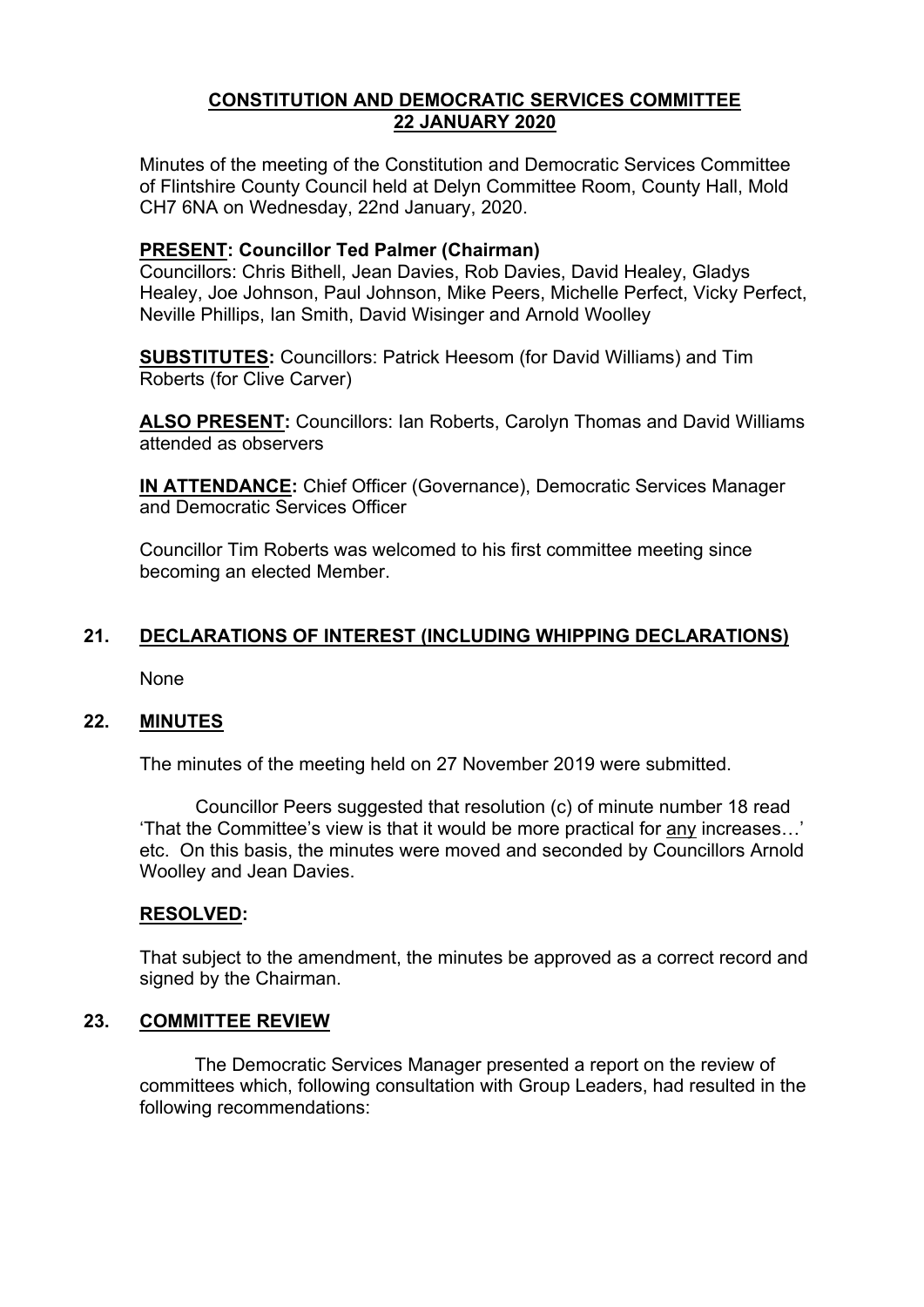# CONSTITUTION AND DEMOCRATIC SERVICES COMMITTEE
## 22 JANUARY 2020

Minutes of the meeting of the Constitution and Democratic Services Committee of Flintshire County Council held at Delyn Committee Room, County Hall, Mold CH7 6NA on Wednesday, 22nd January, 2020.

**PRESENT: Councillor Ted Palmer (Chairman)**
Councillors: Chris Bithell, Jean Davies, Rob Davies, David Healey, Gladys Healey, Joe Johnson, Paul Johnson, Mike Peers, Michelle Perfect, Vicky Perfect, Neville Phillips, Ian Smith, David Wisinger and Arnold Woolley

**SUBSTITUTES:** Councillors: Patrick Heesom (for David Williams) and Tim Roberts (for Clive Carver)

**ALSO PRESENT:** Councillors: Ian Roberts, Carolyn Thomas and David Williams attended as observers

**IN ATTENDANCE:** Chief Officer (Governance), Democratic Services Manager and Democratic Services Officer

Councillor Tim Roberts was welcomed to his first committee meeting since becoming an elected Member.

## 21. DECLARATIONS OF INTEREST (INCLUDING WHIPPING DECLARATIONS)

None

## 22. MINUTES

The minutes of the meeting held on 27 November 2019 were submitted.

Councillor Peers suggested that resolution (c) of minute number 18 read 'That the Committee's view is that it would be more practical for any increases…' etc. On this basis, the minutes were moved and seconded by Councillors Arnold Woolley and Jean Davies.

**RESOLVED:**

That subject to the amendment, the minutes be approved as a correct record and signed by the Chairman.

## 23. COMMITTEE REVIEW

The Democratic Services Manager presented a report on the review of committees which, following consultation with Group Leaders, had resulted in the following recommendations: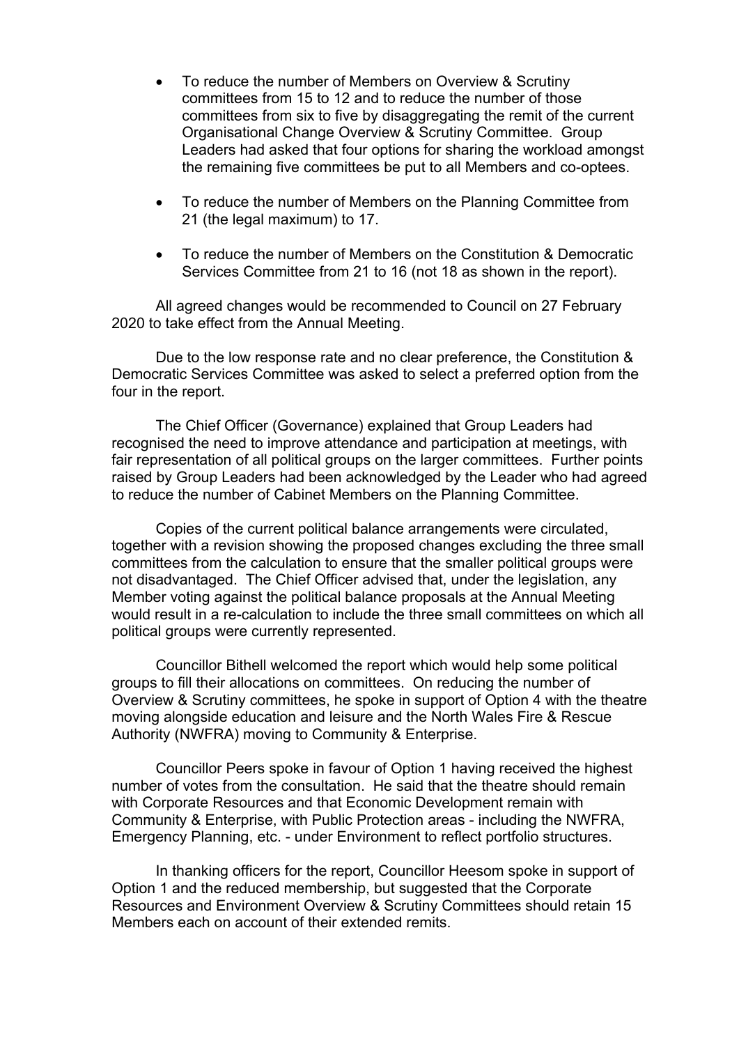- To reduce the number of Members on Overview & Scrutiny committees from 15 to 12 and to reduce the number of those committees from six to five by disaggregating the remit of the current Organisational Change Overview & Scrutiny Committee. Group Leaders had asked that four options for sharing the workload amongst the remaining five committees be put to all Members and co-optees.

- To reduce the number of Members on the Planning Committee from 21 (the legal maximum) to 17.

- To reduce the number of Members on the Constitution & Democratic Services Committee from 21 to 16 (not 18 as shown in the report).

All agreed changes would be recommended to Council on 27 February 2020 to take effect from the Annual Meeting.

Due to the low response rate and no clear preference, the Constitution & Democratic Services Committee was asked to select a preferred option from the four in the report.

The Chief Officer (Governance) explained that Group Leaders had recognised the need to improve attendance and participation at meetings, with fair representation of all political groups on the larger committees. Further points raised by Group Leaders had been acknowledged by the Leader who had agreed to reduce the number of Cabinet Members on the Planning Committee.

Copies of the current political balance arrangements were circulated, together with a revision showing the proposed changes excluding the three small committees from the calculation to ensure that the smaller political groups were not disadvantaged. The Chief Officer advised that, under the legislation, any Member voting against the political balance proposals at the Annual Meeting would result in a re-calculation to include the three small committees on which all political groups were currently represented.

Councillor Bithell welcomed the report which would help some political groups to fill their allocations on committees. On reducing the number of Overview & Scrutiny committees, he spoke in support of Option 4 with the theatre moving alongside education and leisure and the North Wales Fire & Rescue Authority (NWFRA) moving to Community & Enterprise.

Councillor Peers spoke in favour of Option 1 having received the highest number of votes from the consultation. He said that the theatre should remain with Corporate Resources and that Economic Development remain with Community & Enterprise, with Public Protection areas - including the NWFRA, Emergency Planning, etc. - under Environment to reflect portfolio structures.

In thanking officers for the report, Councillor Heesom spoke in support of Option 1 and the reduced membership, but suggested that the Corporate Resources and Environment Overview & Scrutiny Committees should retain 15 Members each on account of their extended remits.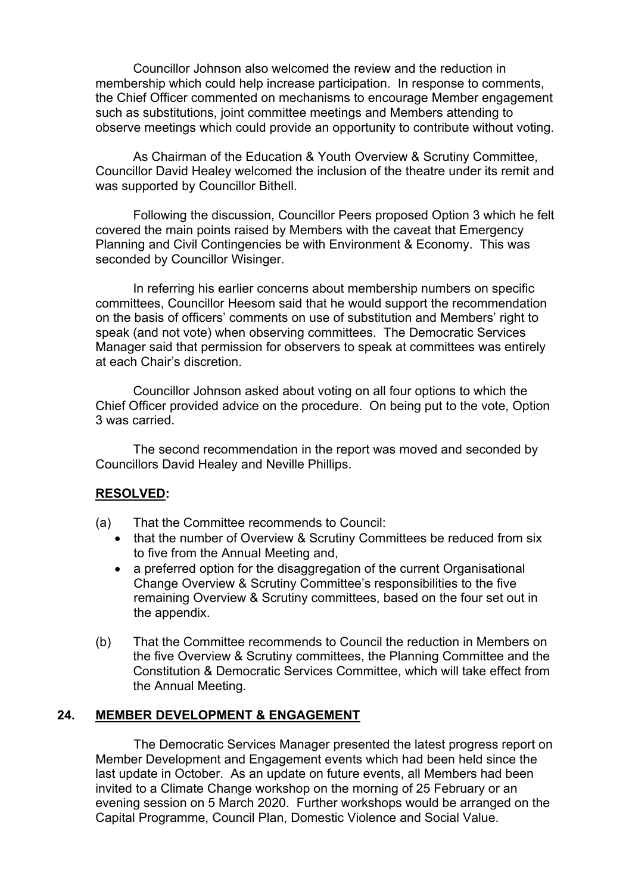Councillor Johnson also welcomed the review and the reduction in membership which could help increase participation. In response to comments, the Chief Officer commented on mechanisms to encourage Member engagement such as substitutions, joint committee meetings and Members attending to observe meetings which could provide an opportunity to contribute without voting.

As Chairman of the Education & Youth Overview & Scrutiny Committee, Councillor David Healey welcomed the inclusion of the theatre under its remit and was supported by Councillor Bithell.

Following the discussion, Councillor Peers proposed Option 3 which he felt covered the main points raised by Members with the caveat that Emergency Planning and Civil Contingencies be with Environment & Economy. This was seconded by Councillor Wisinger.

In referring his earlier concerns about membership numbers on specific committees, Councillor Heesom said that he would support the recommendation on the basis of officers' comments on use of substitution and Members' right to speak (and not vote) when observing committees. The Democratic Services Manager said that permission for observers to speak at committees was entirely at each Chair's discretion.

Councillor Johnson asked about voting on all four options to which the Chief Officer provided advice on the procedure. On being put to the vote, Option 3 was carried.

The second recommendation in the report was moved and seconded by Councillors David Healey and Neville Phillips.

**RESOLVED:**

(a) That the Committee recommends to Council:
- that the number of Overview & Scrutiny Committees be reduced from six to five from the Annual Meeting and,
- a preferred option for the disaggregation of the current Organisational Change Overview & Scrutiny Committee's responsibilities to the five remaining Overview & Scrutiny committees, based on the four set out in the appendix.

(b) That the Committee recommends to Council the reduction in Members on the five Overview & Scrutiny committees, the Planning Committee and the Constitution & Democratic Services Committee, which will take effect from the Annual Meeting.

## 24. MEMBER DEVELOPMENT & ENGAGEMENT

The Democratic Services Manager presented the latest progress report on Member Development and Engagement events which had been held since the last update in October. As an update on future events, all Members had been invited to a Climate Change workshop on the morning of 25 February or an evening session on 5 March 2020. Further workshops would be arranged on the Capital Programme, Council Plan, Domestic Violence and Social Value.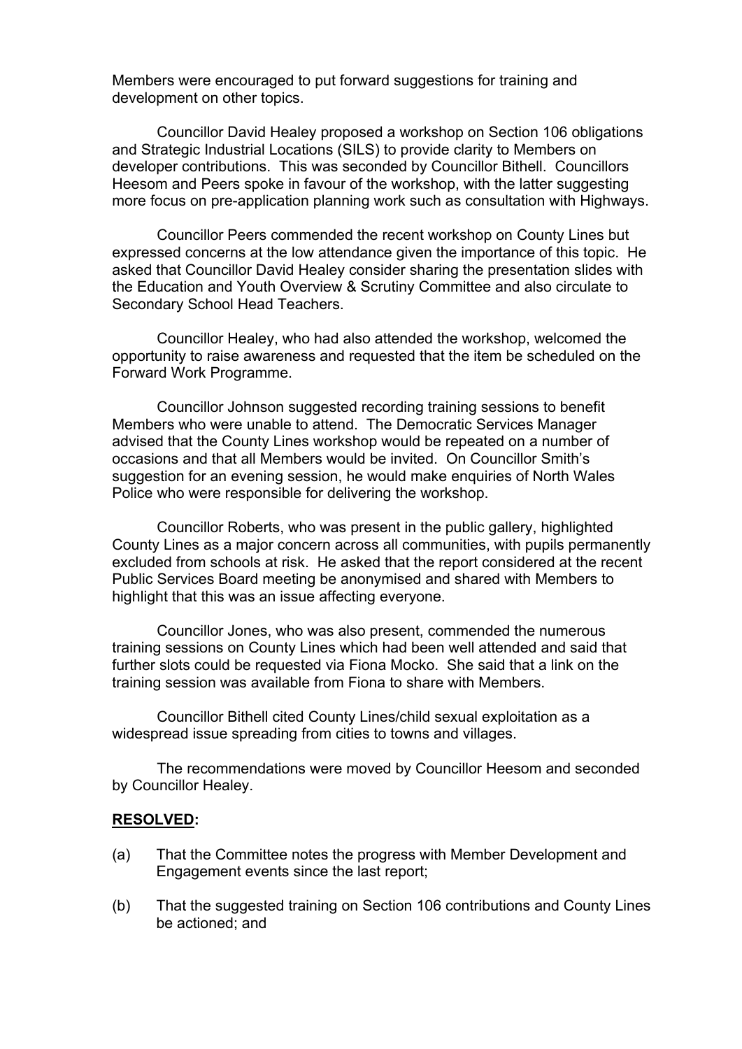Members were encouraged to put forward suggestions for training and development on other topics.

Councillor David Healey proposed a workshop on Section 106 obligations and Strategic Industrial Locations (SILS) to provide clarity to Members on developer contributions. This was seconded by Councillor Bithell. Councillors Heesom and Peers spoke in favour of the workshop, with the latter suggesting more focus on pre-application planning work such as consultation with Highways.

Councillor Peers commended the recent workshop on County Lines but expressed concerns at the low attendance given the importance of this topic. He asked that Councillor David Healey consider sharing the presentation slides with the Education and Youth Overview & Scrutiny Committee and also circulate to Secondary School Head Teachers.

Councillor Healey, who had also attended the workshop, welcomed the opportunity to raise awareness and requested that the item be scheduled on the Forward Work Programme.

Councillor Johnson suggested recording training sessions to benefit Members who were unable to attend. The Democratic Services Manager advised that the County Lines workshop would be repeated on a number of occasions and that all Members would be invited. On Councillor Smith's suggestion for an evening session, he would make enquiries of North Wales Police who were responsible for delivering the workshop.

Councillor Roberts, who was present in the public gallery, highlighted County Lines as a major concern across all communities, with pupils permanently excluded from schools at risk. He asked that the report considered at the recent Public Services Board meeting be anonymised and shared with Members to highlight that this was an issue affecting everyone.

Councillor Jones, who was also present, commended the numerous training sessions on County Lines which had been well attended and said that further slots could be requested via Fiona Mocko. She said that a link on the training session was available from Fiona to share with Members.

Councillor Bithell cited County Lines/child sexual exploitation as a widespread issue spreading from cities to towns and villages.

The recommendations were moved by Councillor Heesom and seconded by Councillor Healey.

**RESOLVED:**

(a) That the Committee notes the progress with Member Development and Engagement events since the last report;

(b) That the suggested training on Section 106 contributions and County Lines be actioned; and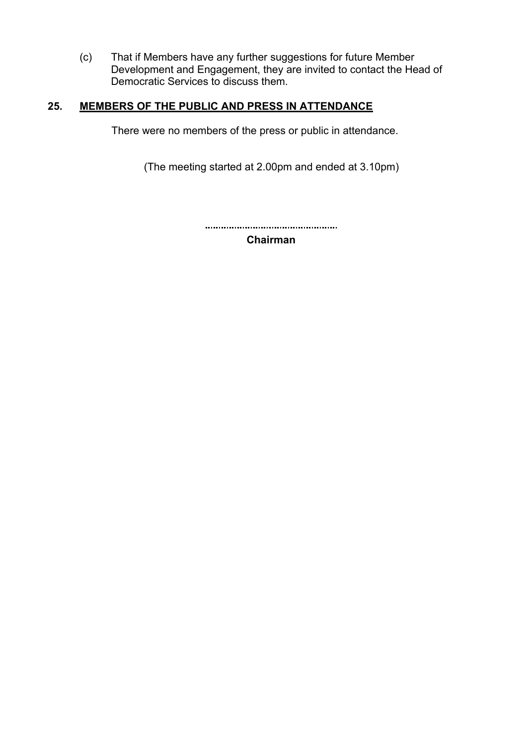(c) That if Members have any further suggestions for future Member Development and Engagement, they are invited to contact the Head of Democratic Services to discuss them.

## 25. <u>MEMBERS OF THE PUBLIC AND PRESS IN ATTENDANCE</u>

There were no members of the press or public in attendance.

(The meeting started at 2.00pm and ended at 3.10pm)

……………………………………………

**Chairman**